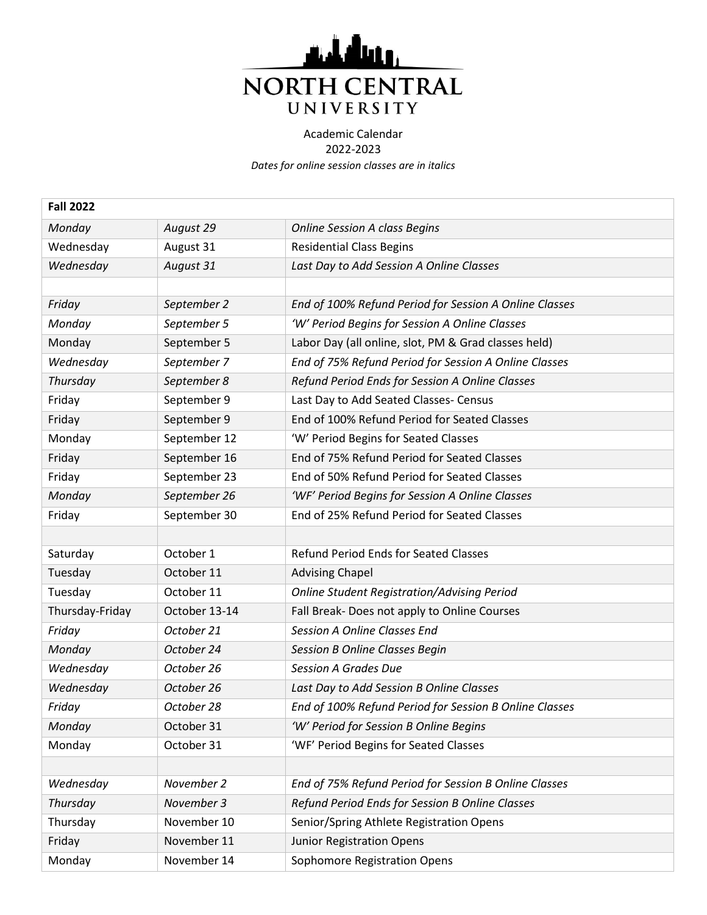# NORTH CENTRAL UNIVERSITY

Academic Calendar
2022-2023
*Dates for online session classes are in italics*

| **Fall 2022** | | |
|---|---|---|
| *Monday* | *August 29* | *Online Session A class Begins* |
| Wednesday | August 31 | Residential Class Begins |
| *Wednesday* | *August 31* | *Last Day to Add Session A Online Classes* |
| | | |
| *Friday* | *September 2* | *End of 100% Refund Period for Session A Online Classes* |
| *Monday* | *September 5* | *'W' Period Begins for Session A Online Classes* |
| Monday | September 5 | Labor Day (all online, slot, PM & Grad classes held) |
| *Wednesday* | *September 7* | *End of 75% Refund Period for Session A Online Classes* |
| *Thursday* | *September 8* | *Refund Period Ends for Session A Online Classes* |
| Friday | September 9 | Last Day to Add Seated Classes- Census |
| Friday | September 9 | End of 100% Refund Period for Seated Classes |
| Monday | September 12 | 'W' Period Begins for Seated Classes |
| Friday | September 16 | End of 75% Refund Period for Seated Classes |
| Friday | September 23 | End of 50% Refund Period for Seated Classes |
| *Monday* | *September 26* | *'WF' Period Begins for Session A Online Classes* |
| Friday | September 30 | End of 25% Refund Period for Seated Classes |
| | | |
| Saturday | October 1 | Refund Period Ends for Seated Classes |
| Tuesday | October 11 | Advising Chapel |
| Tuesday | October 11 | *Online Student Registration/Advising Period* |
| Thursday-Friday | October 13-14 | Fall Break- Does not apply to Online Courses |
| *Friday* | *October 21* | *Session A Online Classes End* |
| *Monday* | *October 24* | *Session B Online Classes Begin* |
| *Wednesday* | *October 26* | *Session A Grades Due* |
| *Wednesday* | *October 26* | *Last Day to Add Session B Online Classes* |
| *Friday* | *October 28* | *End of 100% Refund Period for Session B Online Classes* |
| *Monday* | October 31 | *'W' Period for Session B Online Begins* |
| Monday | October 31 | 'WF' Period Begins for Seated Classes |
| | | |
| *Wednesday* | *November 2* | *End of 75% Refund Period for Session B Online Classes* |
| *Thursday* | *November 3* | *Refund Period Ends for Session B Online Classes* |
| Thursday | November 10 | Senior/Spring Athlete Registration Opens |
| Friday | November 11 | Junior Registration Opens |
| Monday | November 14 | Sophomore Registration Opens |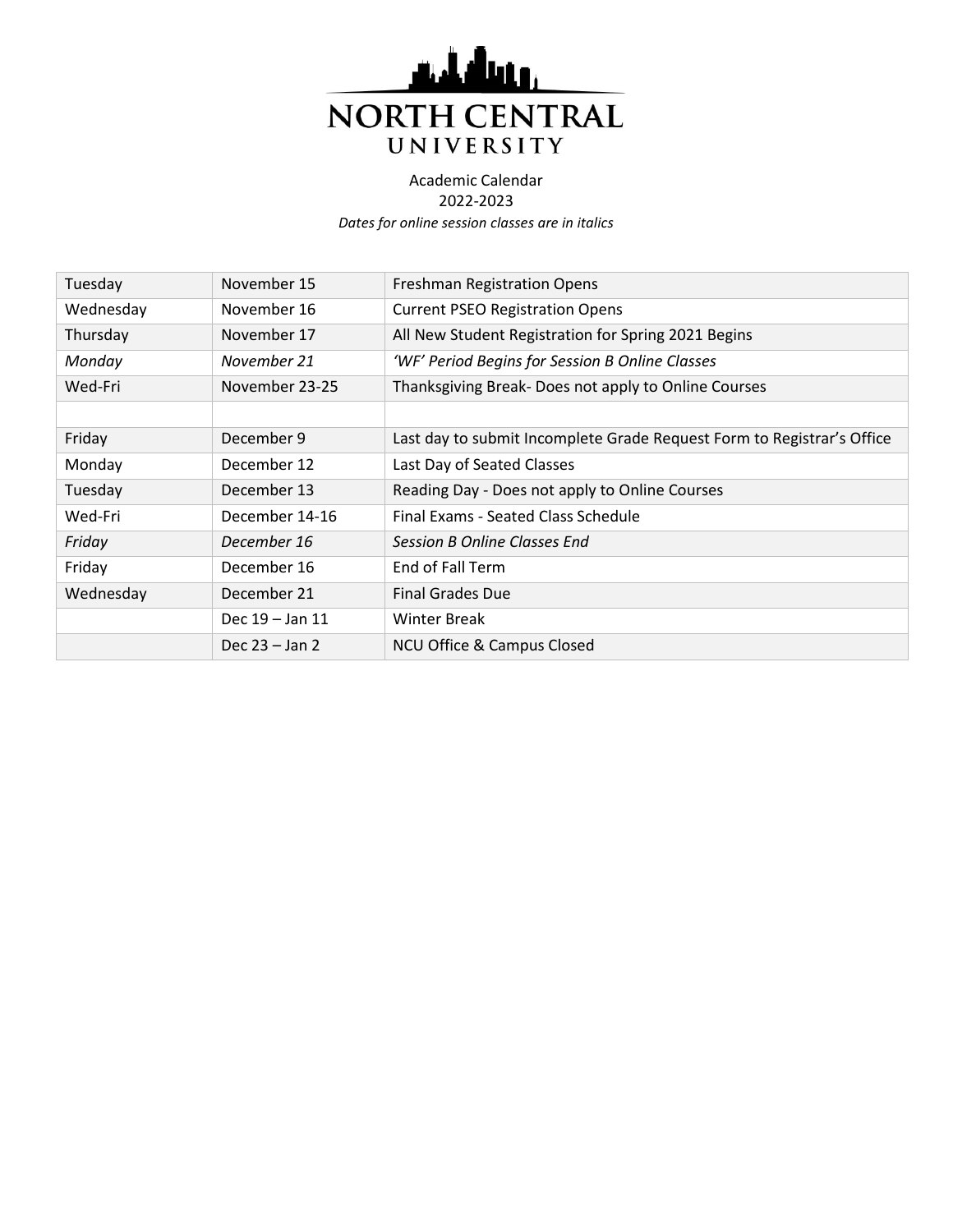# NORTH CENTRAL UNIVERSITY

Academic Calendar
2022-2023
*Dates for online session classes are in italics*

| | | |
|---|---|---|
| Tuesday | November 15 | Freshman Registration Opens |
| Wednesday | November 16 | Current PSEO Registration Opens |
| Thursday | November 17 | All New Student Registration for Spring 2021 Begins |
| *Monday* | *November 21* | *'WF' Period Begins for Session B Online Classes* |
| Wed-Fri | November 23-25 | Thanksgiving Break- Does not apply to Online Courses |
| | | |
| Friday | December 9 | Last day to submit Incomplete Grade Request Form to Registrar's Office |
| Monday | December 12 | Last Day of Seated Classes |
| Tuesday | December 13 | Reading Day - Does not apply to Online Courses |
| Wed-Fri | December 14-16 | Final Exams - Seated Class Schedule |
| *Friday* | *December 16* | *Session B Online Classes End* |
| Friday | December 16 | End of Fall Term |
| Wednesday | December 21 | Final Grades Due |
| | Dec 19 – Jan 11 | Winter Break |
| | Dec 23 – Jan 2 | NCU Office & Campus Closed |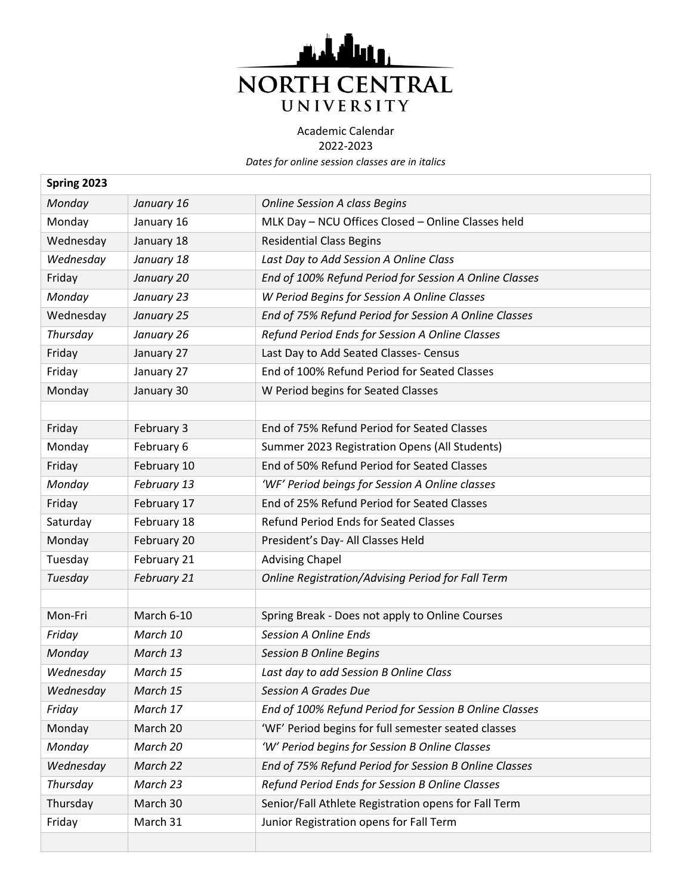# NORTH CENTRAL UNIVERSITY

Academic Calendar
2022-2023
*Dates for online session classes are in italics*

| **Spring 2023** | | |
|---|---|---|
| *Monday* | *January 16* | *Online Session A class Begins* |
| Monday | January 16 | MLK Day – NCU Offices Closed – Online Classes held |
| Wednesday | January 18 | Residential Class Begins |
| *Wednesday* | *January 18* | *Last Day to Add Session A Online Class* |
| Friday | *January 20* | *End of 100% Refund Period for Session A Online Classes* |
| *Monday* | *January 23* | *W Period Begins for Session A Online Classes* |
| Wednesday | *January 25* | *End of 75% Refund Period for Session A Online Classes* |
| *Thursday* | *January 26* | *Refund Period Ends for Session A Online Classes* |
| Friday | January 27 | Last Day to Add Seated Classes- Census |
| Friday | January 27 | End of 100% Refund Period for Seated Classes |
| Monday | January 30 | W Period begins for Seated Classes |
| | | |
| Friday | February 3 | End of 75% Refund Period for Seated Classes |
| Monday | February 6 | Summer 2023 Registration Opens (All Students) |
| Friday | February 10 | End of 50% Refund Period for Seated Classes |
| *Monday* | *February 13* | *'WF' Period beings for Session A Online classes* |
| Friday | February 17 | End of 25% Refund Period for Seated Classes |
| Saturday | February 18 | Refund Period Ends for Seated Classes |
| Monday | February 20 | President's Day- All Classes Held |
| Tuesday | February 21 | Advising Chapel |
| *Tuesday* | *February 21* | *Online Registration/Advising Period for Fall Term* |
| | | |
| Mon-Fri | March 6-10 | Spring Break - Does not apply to Online Courses |
| *Friday* | *March 10* | *Session A Online Ends* |
| *Monday* | *March 13* | *Session B Online Begins* |
| *Wednesday* | *March 15* | *Last day to add Session B Online Class* |
| *Wednesday* | *March 15* | *Session A Grades Due* |
| *Friday* | *March 17* | *End of 100% Refund Period for Session B Online Classes* |
| Monday | March 20 | 'WF' Period begins for full semester seated classes |
| *Monday* | *March 20* | *'W' Period begins for Session B Online Classes* |
| *Wednesday* | *March 22* | *End of 75% Refund Period for Session B Online Classes* |
| *Thursday* | *March 23* | *Refund Period Ends for Session B Online Classes* |
| Thursday | March 30 | Senior/Fall Athlete Registration opens for Fall Term |
| Friday | March 31 | Junior Registration opens for Fall Term |
| | | |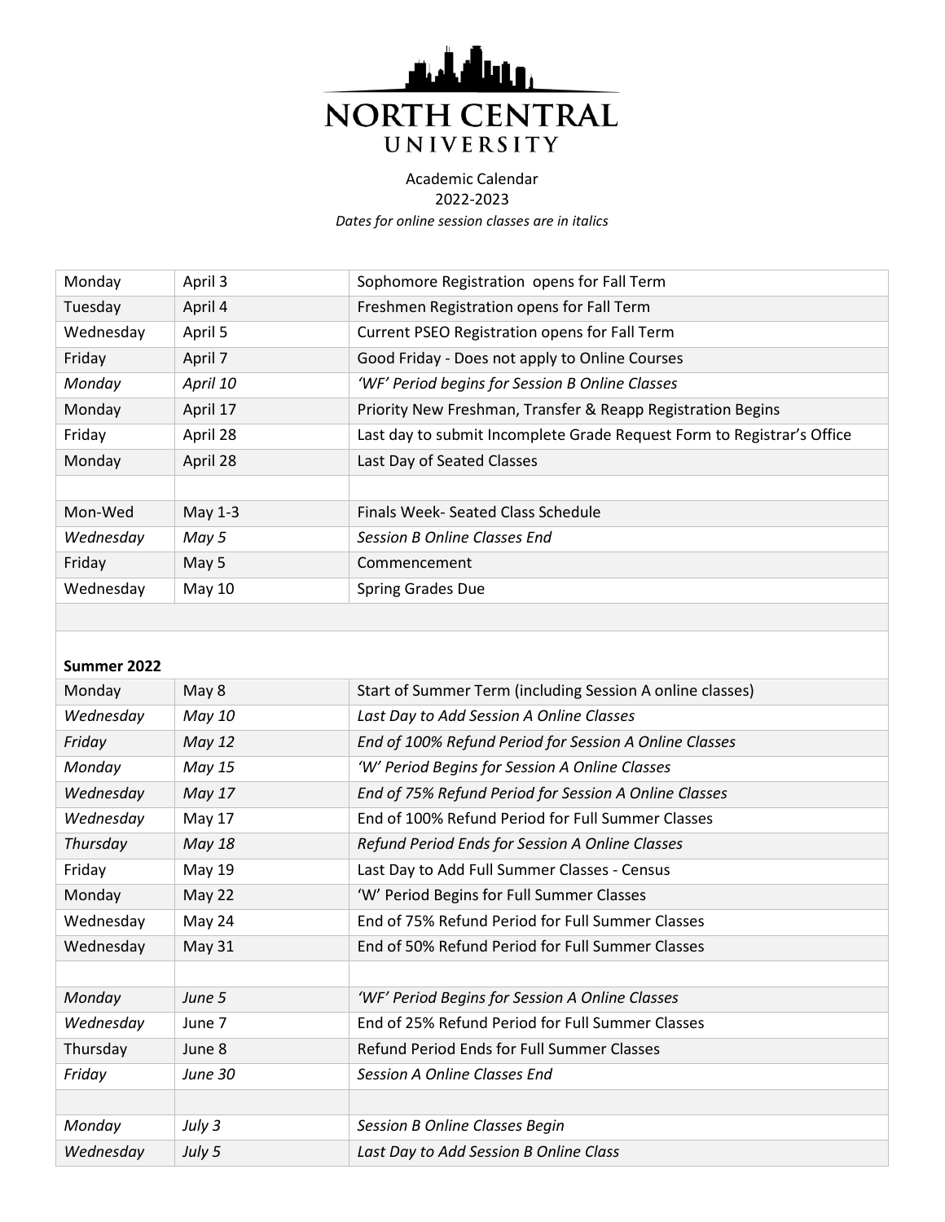# NORTH CENTRAL UNIVERSITY

Academic Calendar
2022-2023
*Dates for online session classes are in italics*

| | | |
|---|---|---|
| Monday | April 3 | Sophomore Registration opens for Fall Term |
| Tuesday | April 4 | Freshmen Registration opens for Fall Term |
| Wednesday | April 5 | Current PSEO Registration opens for Fall Term |
| Friday | April 7 | Good Friday - Does not apply to Online Courses |
| *Monday* | *April 10* | *'WF' Period begins for Session B Online Classes* |
| Monday | April 17 | Priority New Freshman, Transfer & Reapp Registration Begins |
| Friday | April 28 | Last day to submit Incomplete Grade Request Form to Registrar's Office |
| Monday | April 28 | Last Day of Seated Classes |
| | | |
| Mon-Wed | May 1-3 | Finals Week- Seated Class Schedule |
| *Wednesday* | *May 5* | *Session B Online Classes End* |
| Friday | May 5 | Commencement |
| Wednesday | May 10 | Spring Grades Due |
| | | |
| **Summer 2022** | | |
| Monday | May 8 | Start of Summer Term (including Session A online classes) |
| *Wednesday* | *May 10* | *Last Day to Add Session A Online Classes* |
| *Friday* | *May 12* | *End of 100% Refund Period for Session A Online Classes* |
| *Monday* | *May 15* | *'W' Period Begins for Session A Online Classes* |
| *Wednesday* | *May 17* | *End of 75% Refund Period for Session A Online Classes* |
| Wednesday | May 17 | End of 100% Refund Period for Full Summer Classes |
| *Thursday* | *May 18* | *Refund Period Ends for Session A Online Classes* |
| Friday | May 19 | Last Day to Add Full Summer Classes - Census |
| Monday | May 22 | 'W' Period Begins for Full Summer Classes |
| Wednesday | May 24 | End of 75% Refund Period for Full Summer Classes |
| Wednesday | May 31 | End of 50% Refund Period for Full Summer Classes |
| | | |
| *Monday* | *June 5* | *'WF' Period Begins for Session A Online Classes* |
| *Wednesday* | June 7 | End of 25% Refund Period for Full Summer Classes |
| Thursday | June 8 | Refund Period Ends for Full Summer Classes |
| *Friday* | *June 30* | *Session A Online Classes End* |
| | | |
| *Monday* | *July 3* | *Session B Online Classes Begin* |
| *Wednesday* | *July 5* | *Last Day to Add Session B Online Class* |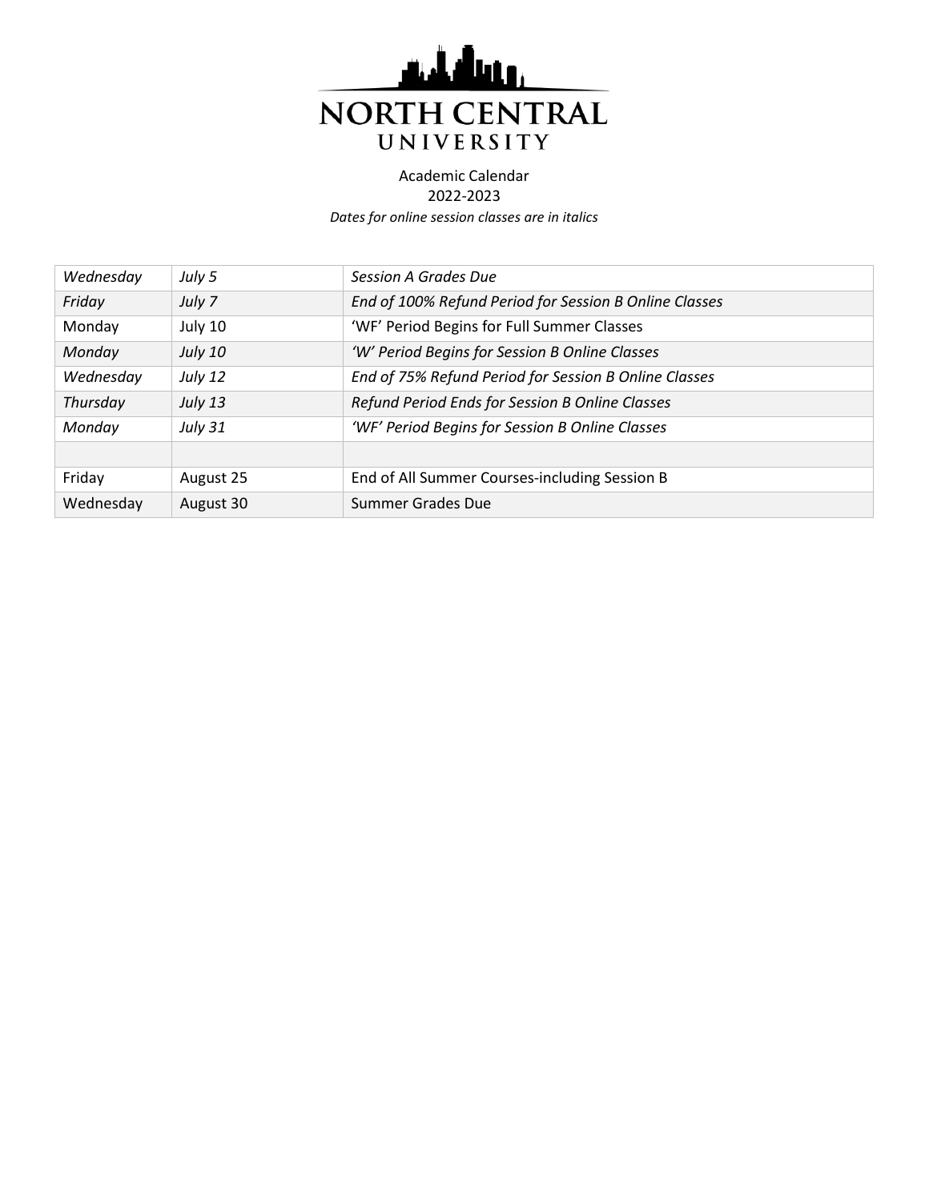NORTH CENTRAL UNIVERSITY

Academic Calendar
2022-2023
*Dates for online session classes are in italics*

| | | |
|---|---|---|
| *Wednesday* | *July 5* | *Session A Grades Due* |
| *Friday* | *July 7* | *End of 100% Refund Period for Session B Online Classes* |
| Monday | July 10 | 'WF' Period Begins for Full Summer Classes |
| *Monday* | *July 10* | *'W' Period Begins for Session B Online Classes* |
| *Wednesday* | *July 12* | *End of 75% Refund Period for Session B Online Classes* |
| *Thursday* | *July 13* | *Refund Period Ends for Session B Online Classes* |
| *Monday* | *July 31* | *'WF' Period Begins for Session B Online Classes* |
| | | |
| Friday | August 25 | End of All Summer Courses-including Session B |
| Wednesday | August 30 | Summer Grades Due |